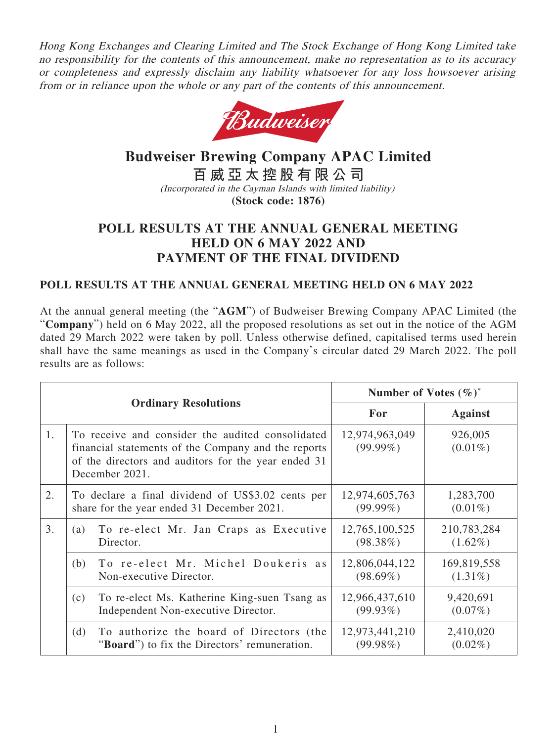*Hong Kong Exchanges and Clearing Limited and The Stock Exchange of Hong Kong Limited take no responsibility for the contents of this announcement, make no representation as to its accuracy or completeness and expressly disclaim any liability whatsoever for any loss howsoever arising from or in reliance upon the whole or any part of the contents of this announcement.*

# Budweiser Brewing Company APAC Limited

# 百威亞太控股有限公司

*(Incorporated in the Cayman Islands with limited liability)*

**(Stock code: 1876)**

## POLL RESULTS AT THE ANNUAL GENERAL MEETING HELD ON 6 MAY 2022 AND PAYMENT OF THE FINAL DIVIDEND

### POLL RESULTS AT THE ANNUAL GENERAL MEETING HELD ON 6 MAY 2022

At the annual general meeting (the "**AGM**") of Budweiser Brewing Company APAC Limited (the "**Company**") held on 6 May 2022, all the proposed resolutions as set out in the notice of the AGM dated 29 March 2022 were taken by poll. Unless otherwise defined, capitalised terms used herein shall have the same meanings as used in the Company's circular dated 29 March 2022. The poll results are as follows:

| Ordinary Resolutions | | | Number of Votes (%)* | |
|---|---|---|---|---|
| | | | **For** | **Against** |
| 1. | To receive and consider the audited consolidated financial statements of the Company and the reports of the directors and auditors for the year ended 31 December 2021. | | 12,974,963,049 (99.99%) | 926,005 (0.01%) |
| 2. | To declare a final dividend of US$3.02 cents per share for the year ended 31 December 2021. | | 12,974,605,763 (99.99%) | 1,283,700 (0.01%) |
| 3. | (a) | To re-elect Mr. Jan Craps as Executive Director. | 12,765,100,525 (98.38%) | 210,783,284 (1.62%) |
| | (b) | To re-elect Mr. Michel Doukeris as Non-executive Director. | 12,806,044,122 (98.69%) | 169,819,558 (1.31%) |
| | (c) | To re-elect Ms. Katherine King-suen Tsang as Independent Non-executive Director. | 12,966,437,610 (99.93%) | 9,420,691 (0.07%) |
| | (d) | To authorize the board of Directors (the "**Board**") to fix the Directors' remuneration. | 12,973,441,210 (99.98%) | 2,410,020 (0.02%) |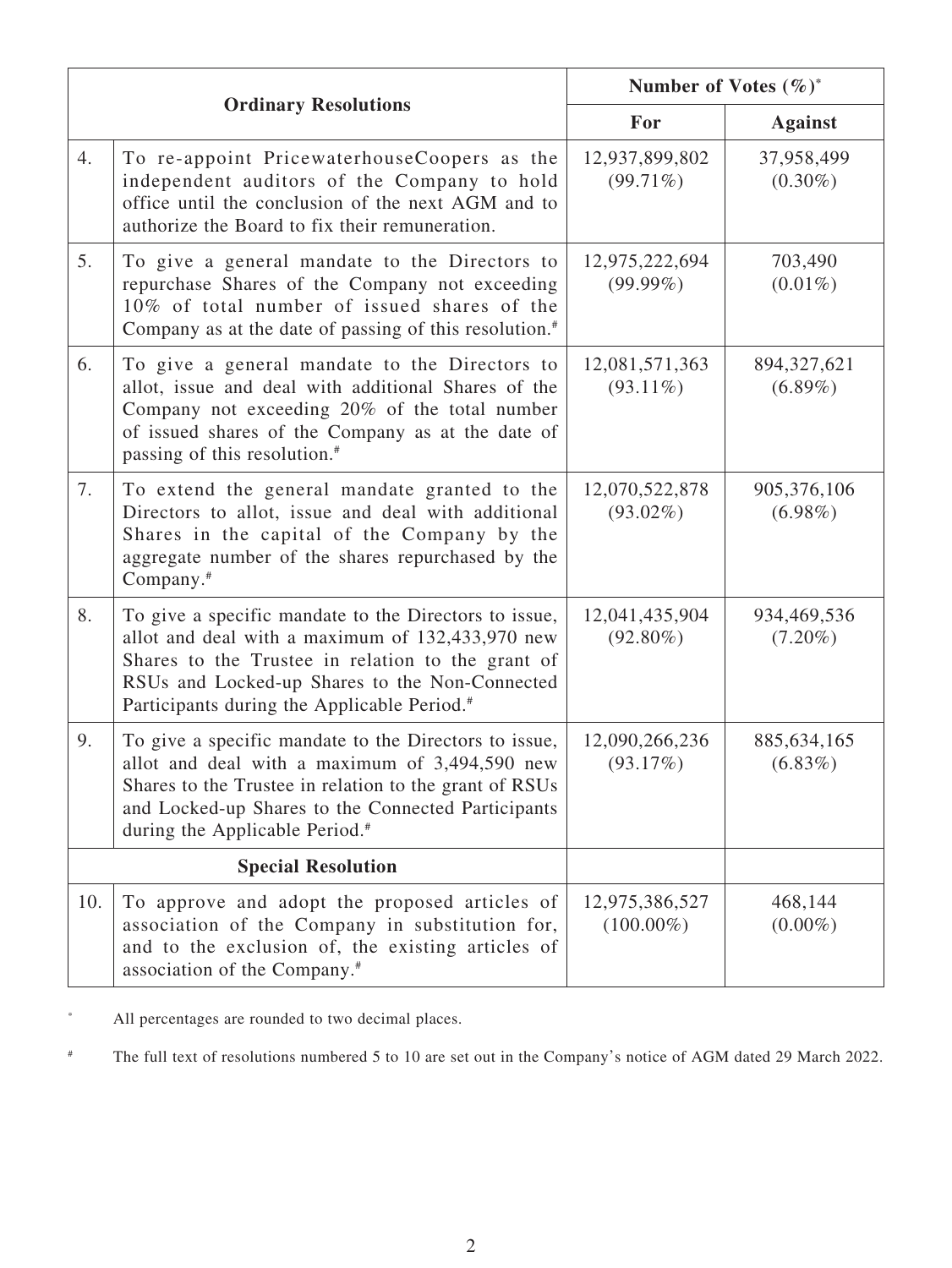| Ordinary Resolutions | | Number of Votes (%)* | |
|---|---|---|---|
| | | For | Against |
| 4. | To re-appoint PricewaterhouseCoopers as the independent auditors of the Company to hold office until the conclusion of the next AGM and to authorize the Board to fix their remuneration. | 12,937,899,802 (99.71%) | 37,958,499 (0.30%) |
| 5. | To give a general mandate to the Directors to repurchase Shares of the Company not exceeding 10% of total number of issued shares of the Company as at the date of passing of this resolution.# | 12,975,222,694 (99.99%) | 703,490 (0.01%) |
| 6. | To give a general mandate to the Directors to allot, issue and deal with additional Shares of the Company not exceeding 20% of the total number of issued shares of the Company as at the date of passing of this resolution.# | 12,081,571,363 (93.11%) | 894,327,621 (6.89%) |
| 7. | To extend the general mandate granted to the Directors to allot, issue and deal with additional Shares in the capital of the Company by the aggregate number of the shares repurchased by the Company.# | 12,070,522,878 (93.02%) | 905,376,106 (6.98%) |
| 8. | To give a specific mandate to the Directors to issue, allot and deal with a maximum of 132,433,970 new Shares to the Trustee in relation to the grant of RSUs and Locked-up Shares to the Non-Connected Participants during the Applicable Period.# | 12,041,435,904 (92.80%) | 934,469,536 (7.20%) |
| 9. | To give a specific mandate to the Directors to issue, allot and deal with a maximum of 3,494,590 new Shares to the Trustee in relation to the grant of RSUs and Locked-up Shares to the Connected Participants during the Applicable Period.# | 12,090,266,236 (93.17%) | 885,634,165 (6.83%) |
| **Special Resolution** | | | |
| 10. | To approve and adopt the proposed articles of association of the Company in substitution for, and to the exclusion of, the existing articles of association of the Company.# | 12,975,386,527 (100.00%) | 468,144 (0.00%) |

\* All percentages are rounded to two decimal places.

\# The full text of resolutions numbered 5 to 10 are set out in the Company's notice of AGM dated 29 March 2022.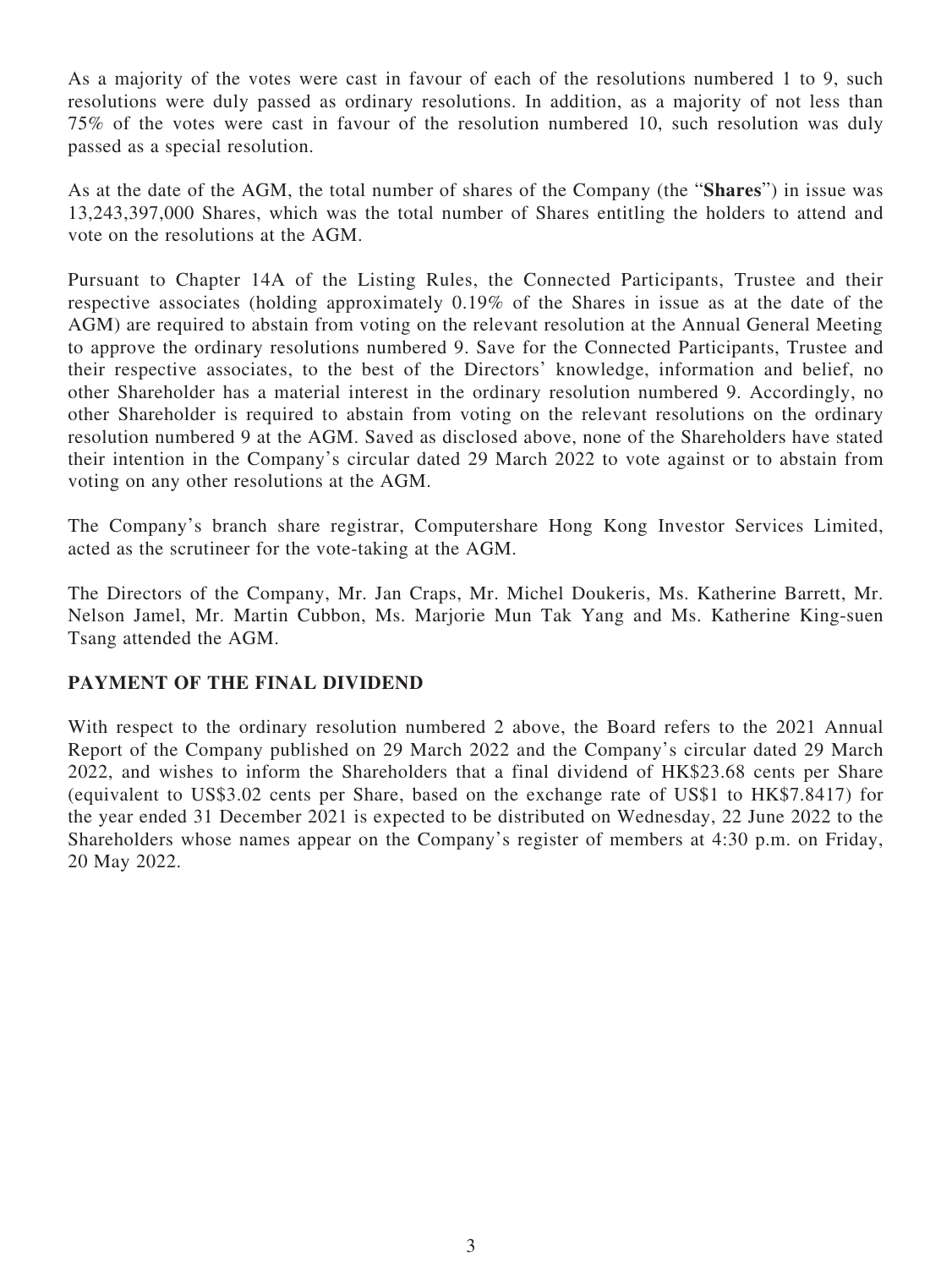As a majority of the votes were cast in favour of each of the resolutions numbered 1 to 9, such resolutions were duly passed as ordinary resolutions. In addition, as a majority of not less than 75% of the votes were cast in favour of the resolution numbered 10, such resolution was duly passed as a special resolution.

As at the date of the AGM, the total number of shares of the Company (the "**Shares**") in issue was 13,243,397,000 Shares, which was the total number of Shares entitling the holders to attend and vote on the resolutions at the AGM.

Pursuant to Chapter 14A of the Listing Rules, the Connected Participants, Trustee and their respective associates (holding approximately 0.19% of the Shares in issue as at the date of the AGM) are required to abstain from voting on the relevant resolution at the Annual General Meeting to approve the ordinary resolutions numbered 9. Save for the Connected Participants, Trustee and their respective associates, to the best of the Directors' knowledge, information and belief, no other Shareholder has a material interest in the ordinary resolution numbered 9. Accordingly, no other Shareholder is required to abstain from voting on the relevant resolutions on the ordinary resolution numbered 9 at the AGM. Saved as disclosed above, none of the Shareholders have stated their intention in the Company's circular dated 29 March 2022 to vote against or to abstain from voting on any other resolutions at the AGM.

The Company's branch share registrar, Computershare Hong Kong Investor Services Limited, acted as the scrutineer for the vote-taking at the AGM.

The Directors of the Company, Mr. Jan Craps, Mr. Michel Doukeris, Ms. Katherine Barrett, Mr. Nelson Jamel, Mr. Martin Cubbon, Ms. Marjorie Mun Tak Yang and Ms. Katherine King-suen Tsang attended the AGM.

## PAYMENT OF THE FINAL DIVIDEND

With respect to the ordinary resolution numbered 2 above, the Board refers to the 2021 Annual Report of the Company published on 29 March 2022 and the Company's circular dated 29 March 2022, and wishes to inform the Shareholders that a final dividend of HK$23.68 cents per Share (equivalent to US$3.02 cents per Share, based on the exchange rate of US$1 to HK$7.8417) for the year ended 31 December 2021 is expected to be distributed on Wednesday, 22 June 2022 to the Shareholders whose names appear on the Company's register of members at 4:30 p.m. on Friday, 20 May 2022.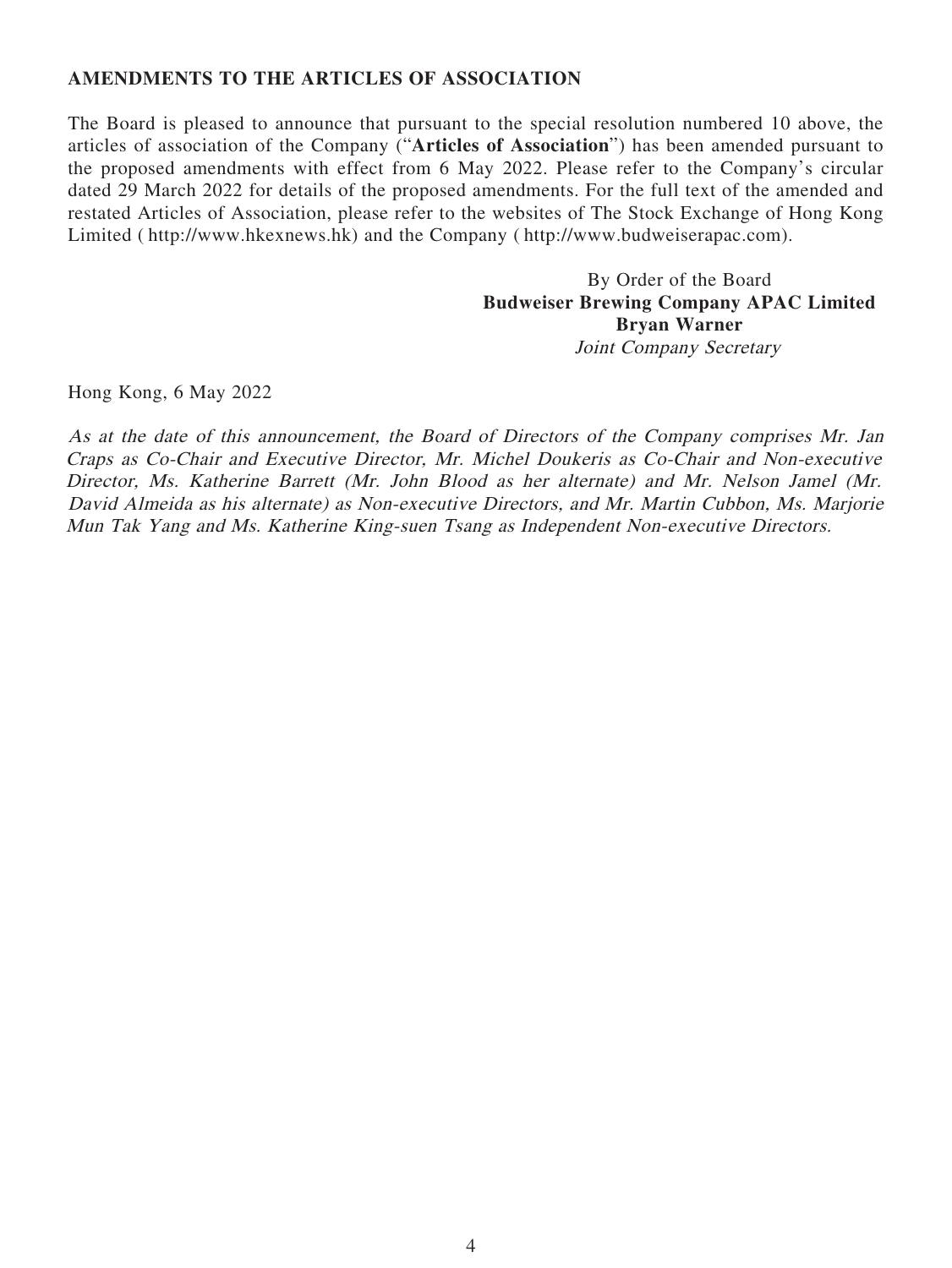## AMENDMENTS TO THE ARTICLES OF ASSOCIATION

The Board is pleased to announce that pursuant to the special resolution numbered 10 above, the articles of association of the Company ("**Articles of Association**") has been amended pursuant to the proposed amendments with effect from 6 May 2022. Please refer to the Company's circular dated 29 March 2022 for details of the proposed amendments. For the full text of the amended and restated Articles of Association, please refer to the websites of The Stock Exchange of Hong Kong Limited ( http://www.hkexnews.hk) and the Company ( http://www.budweiserapac.com).

By Order of the Board
**Budweiser Brewing Company APAC Limited**
**Bryan Warner**
*Joint Company Secretary*

Hong Kong, 6 May 2022

*As at the date of this announcement, the Board of Directors of the Company comprises Mr. Jan Craps as Co-Chair and Executive Director, Mr. Michel Doukeris as Co-Chair and Non-executive Director, Ms. Katherine Barrett (Mr. John Blood as her alternate) and Mr. Nelson Jamel (Mr. David Almeida as his alternate) as Non-executive Directors, and Mr. Martin Cubbon, Ms. Marjorie Mun Tak Yang and Ms. Katherine King-suen Tsang as Independent Non-executive Directors.*